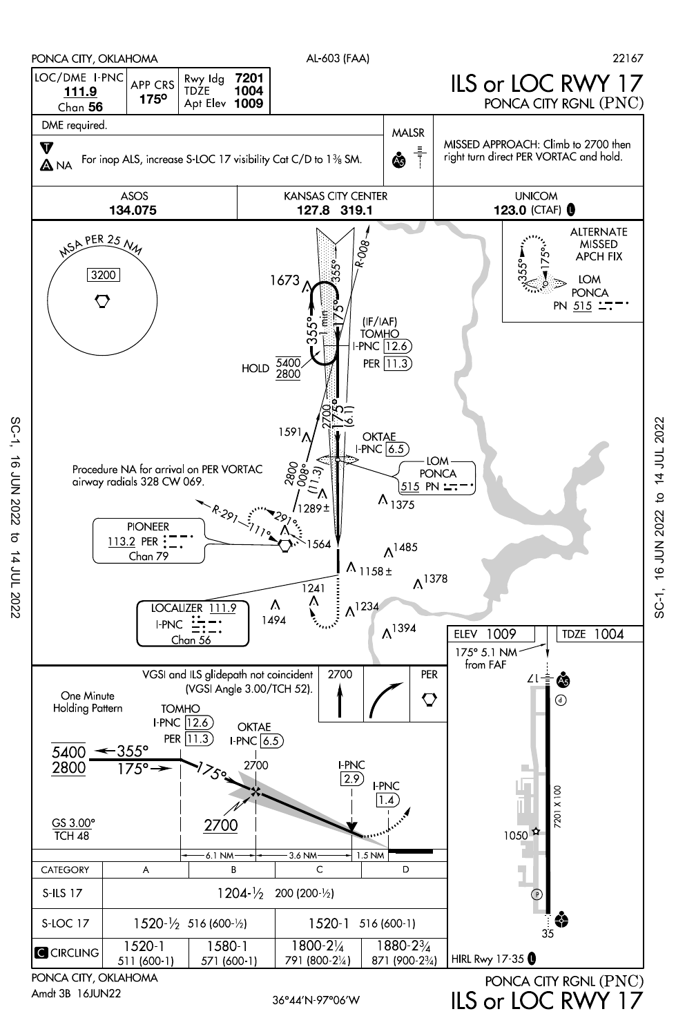PONCA CITY, OKLAHOMA — AL-603 (FAA) — 22167

# ILS or LOC RWY 17

## PONCA CITY RGNL (PNC)

| LOC/DME I-PNC | APP CRS | Rwy ldg | 7201 |
|---|---|---|---|
| **111.9** | **175°** | TDZE | 1004 |
| Chan **56** | | Apt Elev | 1009 |

DME required.

NA — For inop ALS, increase S-LOC 17 visibility Cat C/D to 1⅜ SM.

MALSR

MISSED APPROACH: Climb to 2700 then right turn direct PER VORTAC and hold.

| ASOS | KANSAS CITY CENTER | UNICOM |
|---|---|---|
| **134.075** | **127.8 319.1** | **123.0** (CTAF) |

MSA PER 25 NM — 3200

ALTERNATE MISSED APCH FIX — LOM PONCA PN 515

(IF/IAF) TOMHO I-PNC 12.6 PER 11.3

HOLD 5400 / 2800 — 355° 1 min 175°

OKTAE I-PNC 6.5

LOM PONCA 515 PN

Procedure NA for arrival on PER VORTAC airway radials 328 CW 069.

PIONEER 113.2 PER Chan 79

LOCALIZER 111.9 I-PNC Chan 56

R-008, R-291, 291°, 111°, 008° (11.3), 2800, 2700, 175° (6.1)

Obstacles: 1673, 1591, 1289±, 1375, 1564, 1485, 1158±, 1378, 1241, 1234, 1494, 1394

ELEV 1009 — TDZE 1004

175° 5.1 NM from FAF

7201 X 100 — 1050

VGSI and ILS glidepath not coincident (VGSI Angle 3.00/TCH 52).

One Minute Holding Pattern

TOMHO I-PNC 12.6 PER 11.3 — OKTAE I-PNC 6.5 — 2700 — I-PNC 2.9 — I-PNC 1.4

5400 / 2800 — 355° / 175° — 175°

GS 3.00° TCH 48 — 2700

6.1 NM — 3.6 NM — 1.5 NM

2700 — PER

| CATEGORY | A | B | C | D |
|---|---|---|---|---|
| S-ILS 17 | 1204-½ 200 (200-½) | | | |
| S-LOC 17 | 1520-½ 516 (600-½) | | 1520-1 516 (600-1) | |
| CIRCLING | 1520-1 511 (600-1) | 1580-1 571 (600-1) | 1800-2¼ 791 (800-2¼) | 1880-2¾ 871 (900-2¾) |

HIRL Rwy 17-35

PONCA CITY, OKLAHOMA — Amdt 3B 16JUN22 — 36°44'N-97°06'W

PONCA CITY RGNL (PNC) — ILS or LOC RWY 17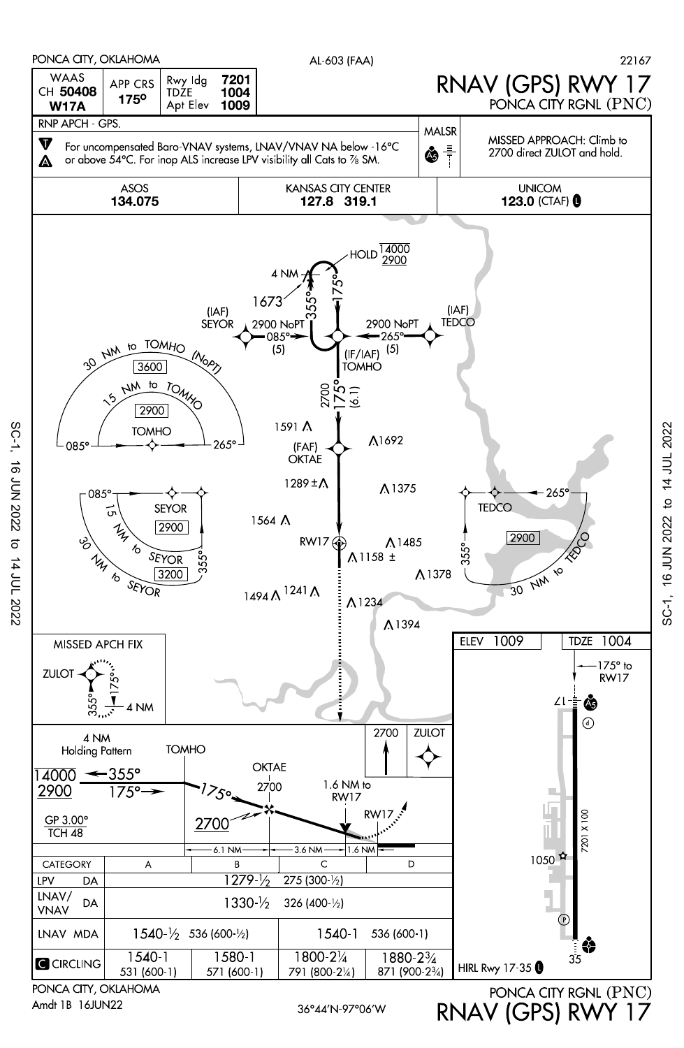PONCA CITY, OKLAHOMA — AL-603 (FAA) — 22167

# RNAV (GPS) RWY 17
## PONCA CITY RGNL (PNC)

| WAAS CH 50408 W17A | APP CRS 175° | Rwy ldg 7201 / TDZE 1004 / Apt Elev 1009 |
|---|---|---|

RNP APCH - GPS.

For uncompensated Baro-VNAV systems, LNAV/VNAV NA below -16°C or above 54°C. For inop ALS increase LPV visibility all Cats to 7/8 SM.

MALSR

MISSED APPROACH: Climb to 2700 direct ZULOT and hold.

| ASOS | KANSAS CITY CENTER | UNICOM |
|---|---|---|
| **134.075** | **127.8 319.1** | **123.0** (CTAF) |

HOLD 14000/2900 — 4 NM — 355° / 175° — 1673

(IAF) SEYOR — 2900 NoPT — 085° (5)

(IAF) TEDCO — 2900 NoPT — 265° (5)

(IF/IAF) TOMHO — 2700 — 175° (6.1)

(FAF) OKTAE

RW17

30 NM to TOMHO (NoPT) 3600; 15 NM to TOMHO 2900; 085° – 265°

SEYOR: 085°; 15 NM to SEYOR 2900; 30 NM to SEYOR 3200; 355°

TEDCO: 265°; 2900; 30 NM to TEDCO; 355°

Obstacles: 1591, 1692, 1289 ±, 1375, 1564, 1485, 1158 ±, 1378, 1494, 1241, 1234, 1394

MISSED APCH FIX: ZULOT — 355° / 175° — 4 NM

Profile: 4 NM Holding Pattern — 14000/2900 — 355° / 175° — TOMHO — 175° — 2700 — OKTAE 2700 — 1.6 NM to RW17 — RW17 — GP 3.00° TCH 48 — 6.1 NM — 3.6 NM — 1.6 NM — 2700 ZULOT

| CATEGORY | A | B | C | D |
|---|---|---|---|---|
| LPV DA | 1279-½ 275 (300-½) | | | |
| LNAV/VNAV DA | 1330-½ 326 (400-½) | | | |
| LNAV MDA | 1540-½ 536 (600-½) | | 1540-1 536 (600-1) | |
| CIRCLING | 1540-1 531 (600-1) | 1580-1 571 (600-1) | 1800-2¼ 791 (800-2¼) | 1880-2¾ 871 (900-2¾) |

ELEV 1009 — TDZE 1004

175° to RW17

7201 X 100

1050

HIRL Rwy 17-35

SC-1, 16 JUN 2022 to 14 JUL 2022

PONCA CITY, OKLAHOMA

Amdt 1B 16JUN22

36°44′N-97°06′W

PONCA CITY RGNL (PNC)

RNAV (GPS) RWY 17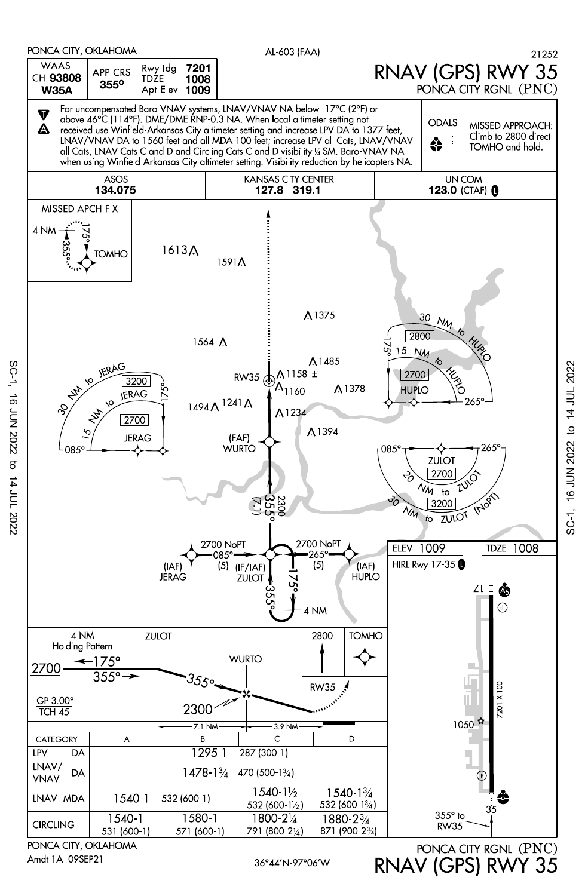PONCA CITY, OKLAHOMA

AL-603 (FAA)

21252

# RNAV (GPS) RWY 35

## PONCA CITY RGNL (PNC)

| WAAS CH 93808 W35A | APP CRS 355° | Rwy ldg 7201 | TDZE 1008 | Apt Elev 1009 |
|---|---|---|---|---|

For uncompensated Baro-VNAV systems, LNAV/VNAV NA below -17°C (2°F) or above 46°C (114°F). DME/DME RNP-0.3 NA. When local altimeter setting not received use Winfield-Arkansas City altimeter setting and increase LPV DA to 1377 feet, LNAV/VNAV DA to 1560 feet and all MDA 100 feet; increase LPV all Cats, LNAV/VNAV all Cats, LNAV Cats C and D and Circling Cats C and D visibility ¼ SM. Baro-VNAV NA when using Winfield-Arkansas City altimeter setting. Visibility reduction by helicopters NA.

ODALS

MISSED APPROACH: Climb to 2800 direct TOMHO and hold.

| ASOS | KANSAS CITY CENTER | UNICOM |
|---|---|---|
| 134.075 | 127.8 319.1 | 123.0 (CTAF) |

MISSED APCH FIX

4 NM 175° 355° TOMHO

1613 1591 1375 1564 1485 1158 ± 1160 1378 1494 1241 1234 1394

RW35

30 NM to JERAG 3200 — 15 NM to JERAG 2700 — JERAG 175° 085°

30 NM to HUPLO 2800 — 15 NM to HUPLO 2700 — HUPLO 175° 265°

ZULOT 2700 — 20 NM to ZULOT 3200 — 30 NM to ZULOT (NoPT) 085° 265°

(FAF) WURTO

355° (7.1) 2300

2700 NoPT 085° (5) (IAF) JERAG

(IF/IAF) ZULOT 175° 355° 4 NM

2700 NoPT 265° (5) (IAF) HUPLO

ELEV 1009 TDZE 1008

HIRL Rwy 17-35

17 — 35 — 7201 X 100 — 1050 — 355° to RW35

4 NM Holding Pattern — 2700 175° 355° — ZULOT — WURTO — 355° — 2300 — RW35 — 2800 TOMHO

GP 3.00° TCH 45

7.1 NM — 3.9 NM

| CATEGORY | A | B | C | D |
|---|---|---|---|---|
| LPV DA | 1295-1 287 (300-1) | | | |
| LNAV/VNAV DA | 1478-1¾ 470 (500-1¾) | | | |
| LNAV MDA | 1540-1 532 (600-1) | | 1540-1½ 532 (600-1½) | 1540-1¾ 532 (600-1¾) |
| CIRCLING | 1540-1 531 (600-1) | 1580-1 571 (600-1) | 1800-2¼ 791 (800-2¼) | 1880-2¾ 871 (900-2¾) |

SC-1, 16 JUN 2022 to 14 JUL 2022

PONCA CITY, OKLAHOMA

Amdt 1A 09SEP21

36°44'N-97°06'W

PONCA CITY RGNL (PNC)

RNAV (GPS) RWY 35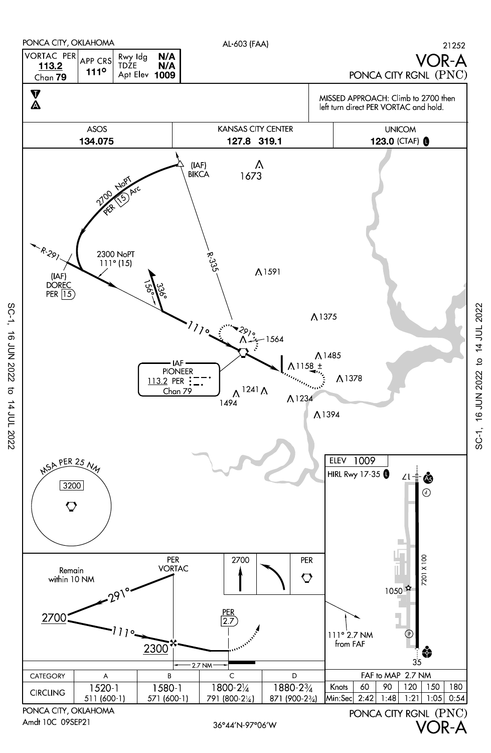PONCA CITY, OKLAHOMA

AL-603 (FAA)

21252

# VOR-A

PONCA CITY RGNL (PNC)

| VORTAC PER | APP CRS | Rwy Idg | N/A |
|---|---|---|---|
| **113.2** | **111°** | TDZE | N/A |
| Chan **79** | | Apt Elev | **1009** |

MISSED APPROACH: Climb to 2700 then left turn direct PER VORTAC and hold.

| ASOS | KANSAS CITY CENTER | UNICOM |
|---|---|---|
| **134.075** | **127.8 319.1** | **123.0** (CTAF) |

(IAF) BIKCA

1673

2700 NoPT PER 15 Arc

R-291

R-335

2300 NoPT 111° (15)

(IAF) DOREC PER 15

156° 336°

1591

1375

111°

291°

1564

1485

IAF PIONEER 113.2 PER Chan 79

1158

1378

1241

1494

1234

1394

MSA PER 25 NM

3200

ELEV 1009

HIRL Rwy 17-35

17

7201 X 100

1050

111° 2.7 NM from FAF

35

Remain within 10 NM

PER VORTAC

291°

2700

111°

2300

PER 2.7

2.7 NM

2700

PER

| CATEGORY | A | B | C | D |
|---|---|---|---|---|
| CIRCLING | 1520-1<br>511 (600-1) | 1580-1<br>571 (600-1) | 1800-2¼<br>791 (800-2¼) | 1880-2¾<br>871 (900-2¾) |

FAF to MAP 2.7 NM

| Knots | 60 | 90 | 120 | 150 | 180 |
|---|---|---|---|---|---|
| Min:Sec | 2:42 | 1:48 | 1:21 | 1:05 | 0:54 |

PONCA CITY, OKLAHOMA

Amdt 10C 09SEP21

36°44'N-97°06'W

PONCA CITY RGNL (PNC)

VOR-A